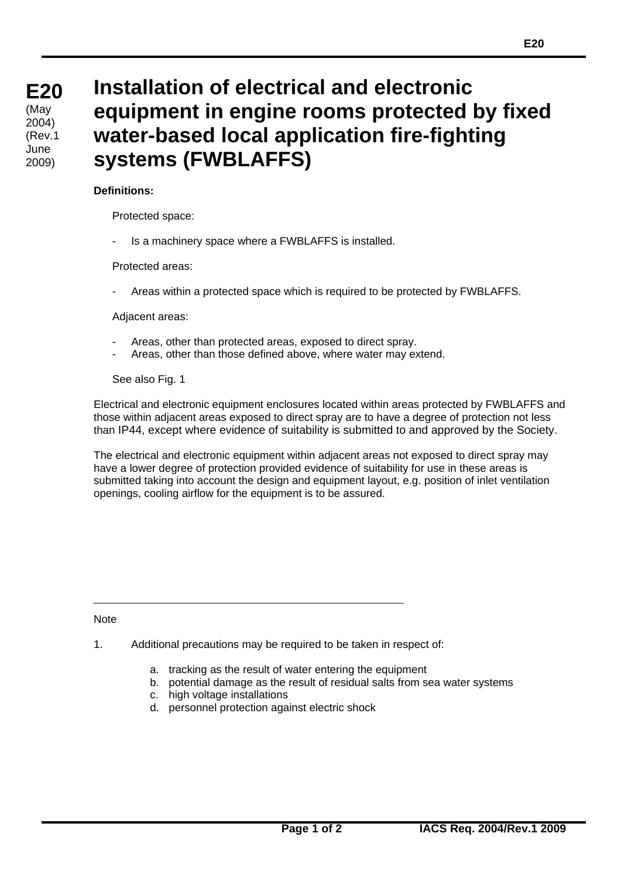# E20

(May 2004)
(Rev.1 June 2009)

# Installation of electrical and electronic equipment in engine rooms protected by fixed water-based local application fire-fighting systems (FWBLAFFS)

**Definitions:**

Protected space:

- Is a machinery space where a FWBLAFFS is installed.

Protected areas:

- Areas within a protected space which is required to be protected by FWBLAFFS.

Adjacent areas:

- Areas, other than protected areas, exposed to direct spray.
- Areas, other than those defined above, where water may extend.

See also Fig. 1

Electrical and electronic equipment enclosures located within areas protected by FWBLAFFS and those within adjacent areas exposed to direct spray are to have a degree of protection not less than IP44, except where evidence of suitability is submitted to and approved by the Society.

The electrical and electronic equipment within adjacent areas not exposed to direct spray may have a lower degree of protection provided evidence of suitability for use in these areas is submitted taking into account the design and equipment layout, e.g. position of inlet ventilation openings, cooling airflow for the equipment is to be assured.

---

Note

1. Additional precautions may be required to be taken in respect of:

    a. tracking as the result of water entering the equipment
    b. potential damage as the result of residual salts from sea water systems
    c. high voltage installations
    d. personnel protection against electric shock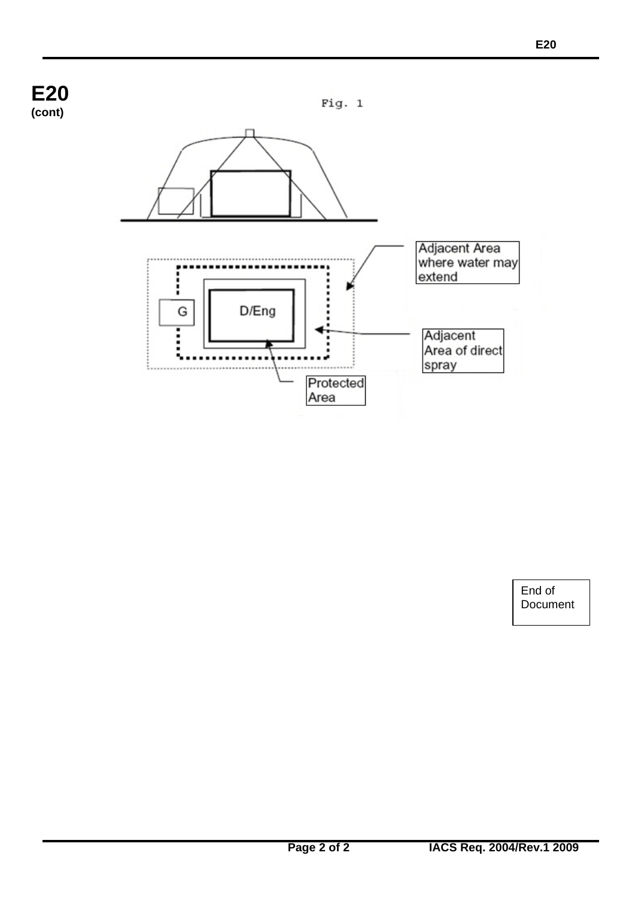**E20**
**(cont)**

Fig. 1

Adjacent Area where water may extend

G

D/Eng

Adjacent Area of direct spray

Protected Area

End of Document